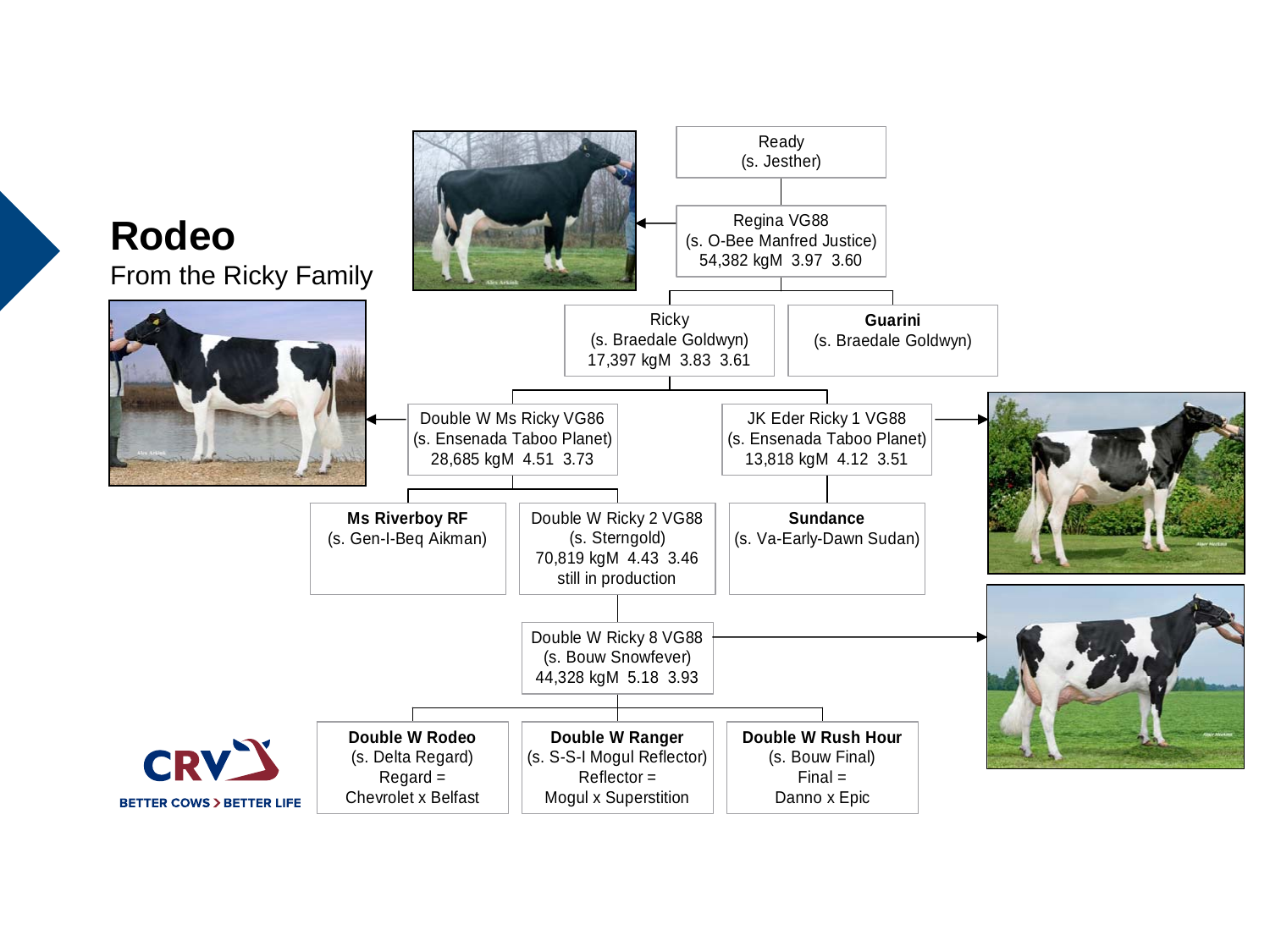# Rodeo

From the Ricky Family

Ready
(s. Jesther)

Regina VG88
(s. O-Bee Manfred Justice)
54,382 kgM 3.97 3.60

Ricky
(s. Braedale Goldwyn)
17,397 kgM 3.83 3.61

**Guarini**
(s. Braedale Goldwyn)

Double W Ms Ricky VG86
(s. Ensenada Taboo Planet)
28,685 kgM 4.51 3.73

JK Eder Ricky 1 VG88
(s. Ensenada Taboo Planet)
13,818 kgM 4.12 3.51

**Ms Riverboy RF**
(s. Gen-I-Beq Aikman)

Double W Ricky 2 VG88
(s. Sterngold)
70,819 kgM 4.43 3.46
still in production

**Sundance**
(s. Va-Early-Dawn Sudan)

Double W Ricky 8 VG88
(s. Bouw Snowfever)
44,328 kgM 5.18 3.93

**Double W Rodeo**
(s. Delta Regard)
Regard =
Chevrolet x Belfast

**Double W Ranger**
(s. S-S-I Mogul Reflector)
Reflector =
Mogul x Superstition

**Double W Rush Hour**
(s. Bouw Final)
Final =
Danno x Epic

CRV
BETTER COWS > BETTER LIFE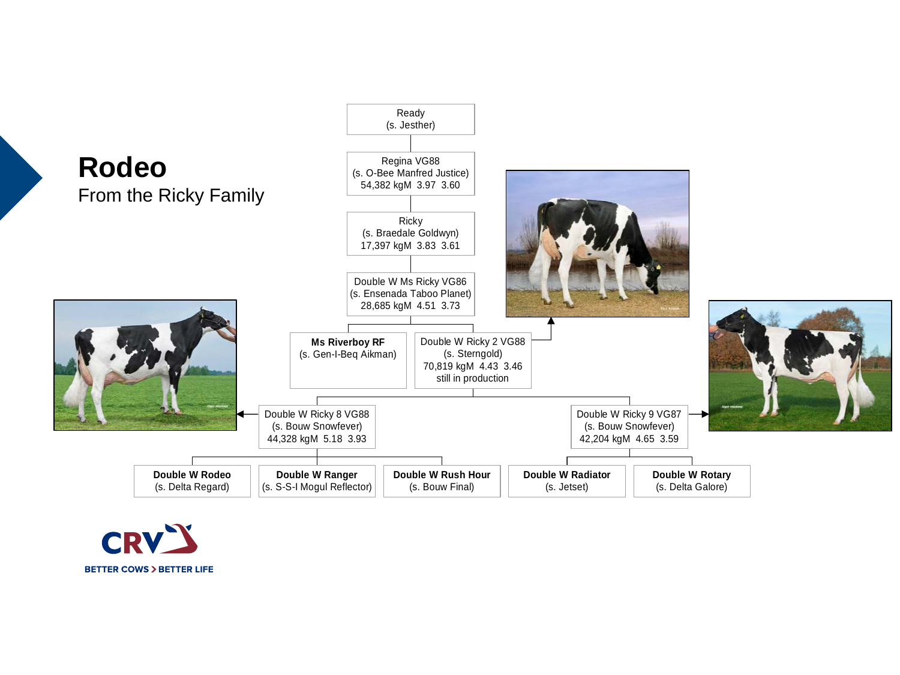# Rodeo

From the Ricky Family

Ready
(s. Jesther)

Regina VG88
(s. O-Bee Manfred Justice)
54,382 kgM 3.97 3.60

Ricky
(s. Braedale Goldwyn)
17,397 kgM 3.83 3.61

Double W Ms Ricky VG86
(s. Ensenada Taboo Planet)
28,685 kgM 4.51 3.73

**Ms Riverboy RF**
(s. Gen-I-Beq Aikman)

Double W Ricky 2 VG88
(s. Sterngold)
70,819 kgM 4.43 3.46
still in production

Double W Ricky 8 VG88
(s. Bouw Snowfever)
44,328 kgM 5.18 3.93

Double W Ricky 9 VG87
(s. Bouw Snowfever)
42,204 kgM 4.65 3.59

**Double W Rodeo**
(s. Delta Regard)

**Double W Ranger**
(s. S-S-I Mogul Reflector)

**Double W Rush Hour**
(s. Bouw Final)

**Double W Radiator**
(s. Jetset)

**Double W Rotary**
(s. Delta Galore)

CRV
BETTER COWS > BETTER LIFE